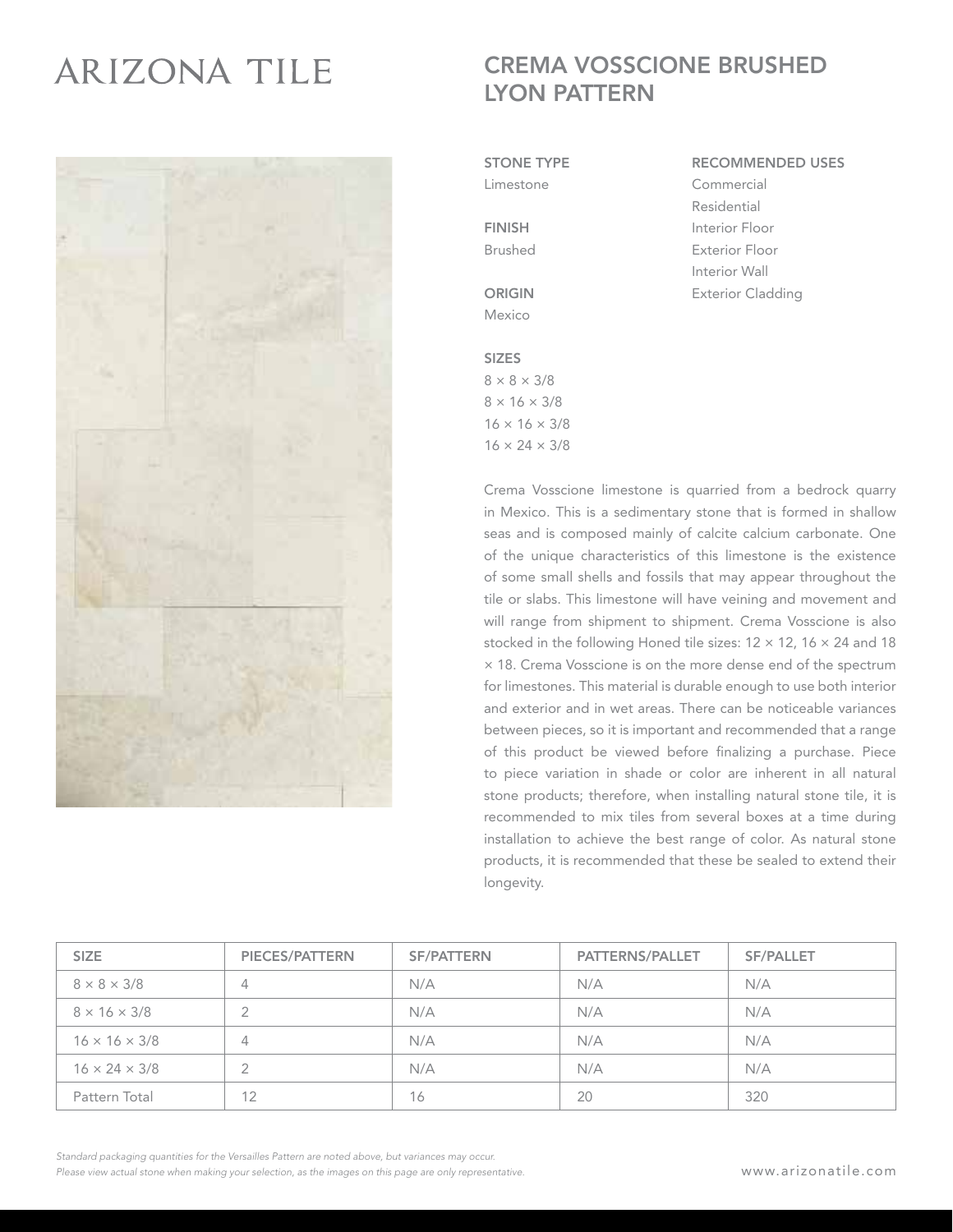ARIZONA TILE

# CREMA VOSSCIONE BRUSHED LYON PATTERN

**STONE TYPE**
Limestone

**FINISH**
Brushed

**ORIGIN**
Mexico

**SIZES**
8 × 8 × 3/8
8 × 16 × 3/8
16 × 16 × 3/8
16 × 24 × 3/8

**RECOMMENDED USES**
Commercial
Residential
Interior Floor
Exterior Floor
Interior Wall
Exterior Cladding

Crema Vosscione limestone is quarried from a bedrock quarry in Mexico. This is a sedimentary stone that is formed in shallow seas and is composed mainly of calcite calcium carbonate. One of the unique characteristics of this limestone is the existence of some small shells and fossils that may appear throughout the tile or slabs. This limestone will have veining and movement and will range from shipment to shipment. Crema Vosscione is also stocked in the following Honed tile sizes: 12 × 12, 16 × 24 and 18 × 18. Crema Vosscione is on the more dense end of the spectrum for limestones. This material is durable enough to use both interior and exterior and in wet areas. There can be noticeable variances between pieces, so it is important and recommended that a range of this product be viewed before finalizing a purchase. Piece to piece variation in shade or color are inherent in all natural stone products; therefore, when installing natural stone tile, it is recommended to mix tiles from several boxes at a time during installation to achieve the best range of color. As natural stone products, it is recommended that these be sealed to extend their longevity.

| SIZE | PIECES/PATTERN | SF/PATTERN | PATTERNS/PALLET | SF/PALLET |
|---|---|---|---|---|
| 8 × 8 × 3/8 | 4 | N/A | N/A | N/A |
| 8 × 16 × 3/8 | 2 | N/A | N/A | N/A |
| 16 × 16 × 3/8 | 4 | N/A | N/A | N/A |
| 16 × 24 × 3/8 | 2 | N/A | N/A | N/A |
| Pattern Total | 12 | 16 | 20 | 320 |

*Standard packaging quantities for the Versailles Pattern are noted above, but variances may occur.*
*Please view actual stone when making your selection, as the images on this page are only representative.*

www.arizonatile.com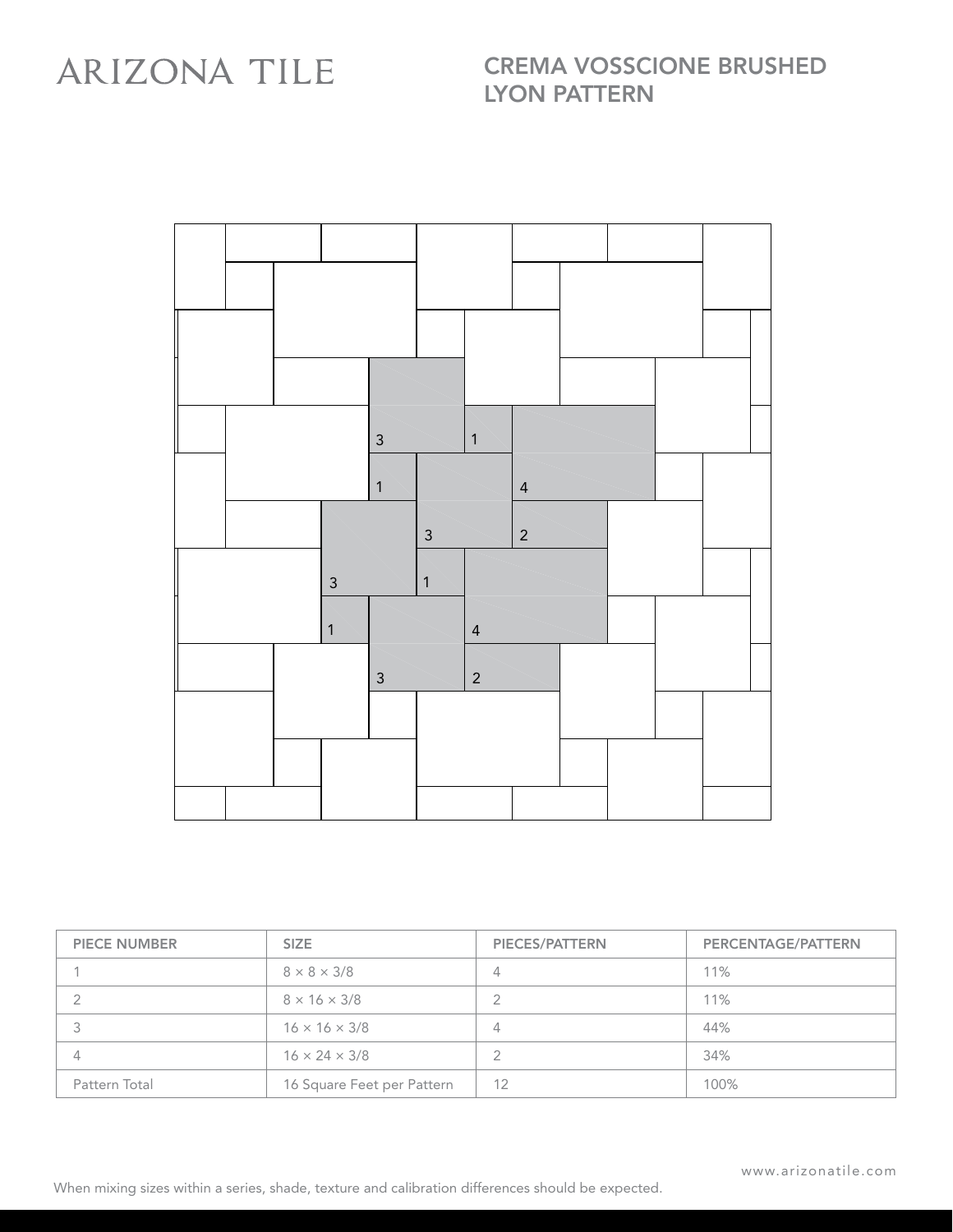ARIZONA TILE

# CREMA VOSSCIONE BRUSHED
# LYON PATTERN

| PIECE NUMBER | SIZE | PIECES/PATTERN | PERCENTAGE/PATTERN |
|---|---|---|---|
| 1 | 8 × 8 × 3/8 | 4 | 11% |
| 2 | 8 × 16 × 3/8 | 2 | 11% |
| 3 | 16 × 16 × 3/8 | 4 | 44% |
| 4 | 16 × 24 × 3/8 | 2 | 34% |
| Pattern Total | 16 Square Feet per Pattern | 12 | 100% |

www.arizonatile.com

When mixing sizes within a series, shade, texture and calibration differences should be expected.